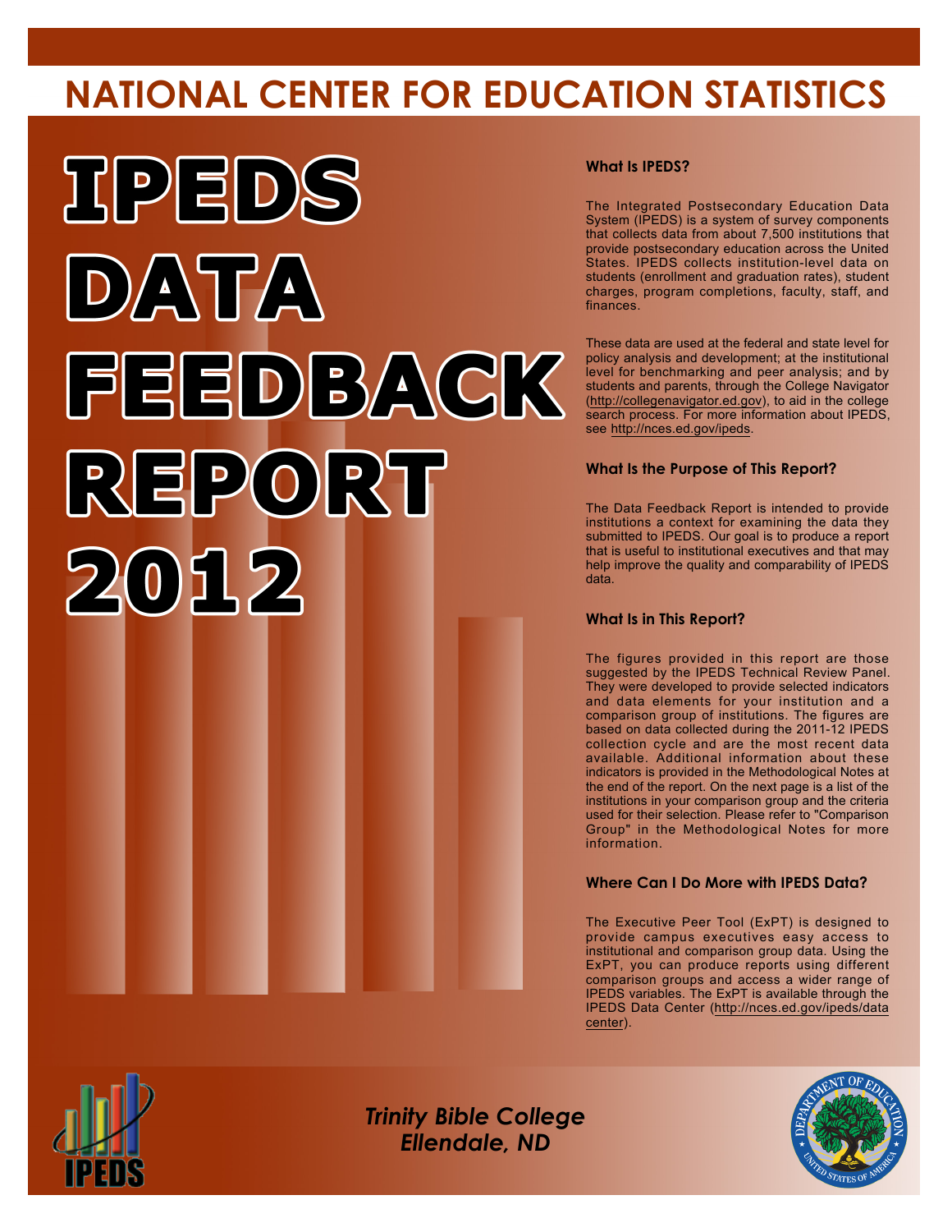# NATIONAL CENTER FOR EDUCATION STATISTICS

# IPEDS DATA FEEDBACK REPORT 2012

### What Is IPEDS?

The Integrated Postsecondary Education Data System (IPEDS) is a system of survey components that collects data from about 7,500 institutions that provide postsecondary education across the United States. IPEDS collects institution-level data on students (enrollment and graduation rates), student charges, program completions, faculty, staff, and finances.

These data are used at the federal and state level for policy analysis and development; at the institutional level for benchmarking and peer analysis; and by students and parents, through the College Navigator (http://collegenavigator.ed.gov), to aid in the college search process. For more information about IPEDS, see http://nces.ed.gov/ipeds.

### What Is the Purpose of This Report?

The Data Feedback Report is intended to provide institutions a context for examining the data they submitted to IPEDS. Our goal is to produce a report that is useful to institutional executives and that may help improve the quality and comparability of IPEDS data.

### What Is in This Report?

The figures provided in this report are those suggested by the IPEDS Technical Review Panel. They were developed to provide selected indicators and data elements for your institution and a comparison group of institutions. The figures are based on data collected during the 2011-12 IPEDS collection cycle and are the most recent data available. Additional information about these indicators is provided in the Methodological Notes at the end of the report. On the next page is a list of the institutions in your comparison group and the criteria used for their selection. Please refer to "Comparison Group" in the Methodological Notes for more information.

### Where Can I Do More with IPEDS Data?

The Executive Peer Tool (ExPT) is designed to provide campus executives easy access to institutional and comparison group data. Using the ExPT, you can produce reports using different comparison groups and access a wider range of IPEDS variables. The ExPT is available through the IPEDS Data Center (http://nces.ed.gov/ipeds/datacenter).

*Trinity Bible College*
*Ellendale, ND*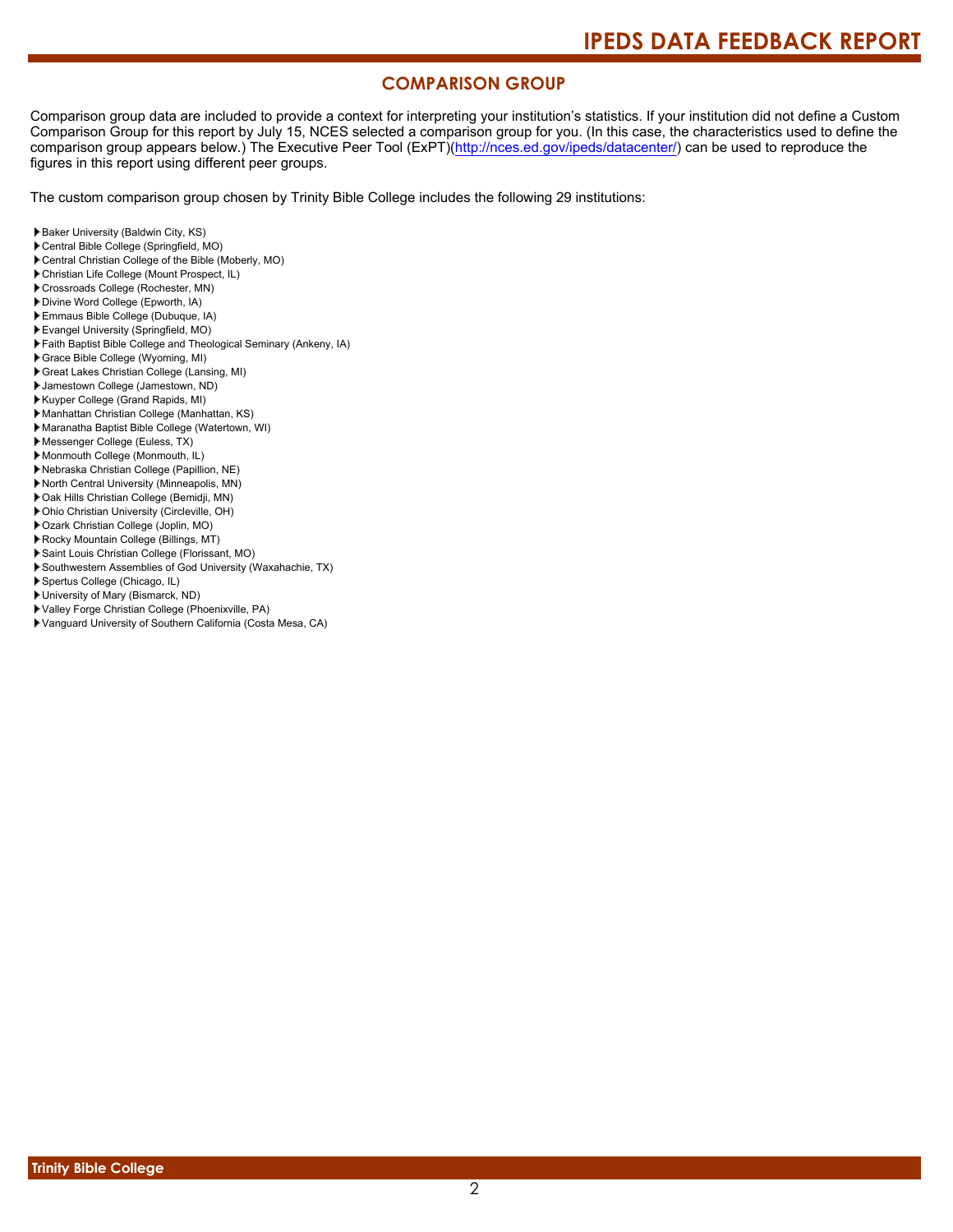## COMPARISON GROUP

Comparison group data are included to provide a context for interpreting your institution's statistics. If your institution did not define a Custom Comparison Group for this report by July 15, NCES selected a comparison group for you. (In this case, the characteristics used to define the comparison group appears below.) The Executive Peer Tool (ExPT)(http://nces.ed.gov/ipeds/datacenter/) can be used to reproduce the figures in this report using different peer groups.

The custom comparison group chosen by Trinity Bible College includes the following 29 institutions:

- Baker University (Baldwin City, KS)
- Central Bible College (Springfield, MO)
- Central Christian College of the Bible (Moberly, MO)
- Christian Life College (Mount Prospect, IL)
- Crossroads College (Rochester, MN)
- Divine Word College (Epworth, IA)
- Emmaus Bible College (Dubuque, IA)
- Evangel University (Springfield, MO)
- Faith Baptist Bible College and Theological Seminary (Ankeny, IA)
- Grace Bible College (Wyoming, MI)
- Great Lakes Christian College (Lansing, MI)
- Jamestown College (Jamestown, ND)
- Kuyper College (Grand Rapids, MI)
- Manhattan Christian College (Manhattan, KS)
- Maranatha Baptist Bible College (Watertown, WI)
- Messenger College (Euless, TX)
- Monmouth College (Monmouth, IL)
- Nebraska Christian College (Papillion, NE)
- North Central University (Minneapolis, MN)
- Oak Hills Christian College (Bemidji, MN)
- Ohio Christian University (Circleville, OH)
- Ozark Christian College (Joplin, MO)
- Rocky Mountain College (Billings, MT)
- Saint Louis Christian College (Florissant, MO)
- Southwestern Assemblies of God University (Waxahachie, TX)
- Spertus College (Chicago, IL)
- University of Mary (Bismarck, ND)
- Valley Forge Christian College (Phoenixville, PA)
- Vanguard University of Southern California (Costa Mesa, CA)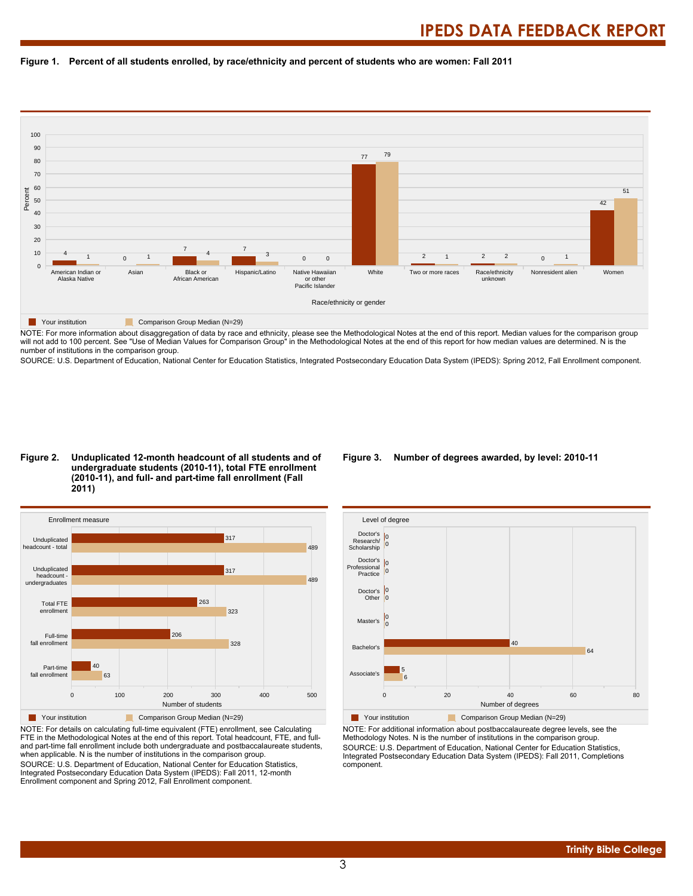**Figure 1. Percent of all students enrolled, by race/ethnicity and percent of students who are women: Fall 2011**

| Race/ethnicity or gender | Your institution | Comparison Group Median (N=29) |
|---|---|---|
| American Indian or Alaska Native | 4 | 1 |
| Asian | 0 | 1 |
| Black or African American | 7 | 4 |
| Hispanic/Latino | 7 | 3 |
| Native Hawaiian or other Pacific Islander | 0 | 0 |
| White | 77 | 79 |
| Two or more races | 2 | 1 |
| Race/ethnicity unknown | 2 | 2 |
| Nonresident alien | 0 | 1 |
| Women | 42 | 51 |

NOTE: For more information about disaggregation of data by race and ethnicity, please see the Methodological Notes at the end of this report. Median values for the comparison group will not add to 100 percent. See "Use of Median Values for Comparison Group" in the Methodological Notes at the end of this report for how median values are determined. N is the number of institutions in the comparison group.

SOURCE: U.S. Department of Education, National Center for Education Statistics, Integrated Postsecondary Education Data System (IPEDS): Spring 2012, Fall Enrollment component.

**Figure 2. Unduplicated 12-month headcount of all students and of undergraduate students (2010-11), total FTE enrollment (2010-11), and full- and part-time fall enrollment (Fall 2011)**

| Enrollment measure | Your institution | Comparison Group Median (N=29) |
|---|---|---|
| Unduplicated headcount - total | 317 | 489 |
| Unduplicated headcount - undergraduates | 317 | 489 |
| Total FTE enrollment | 263 | 323 |
| Full-time fall enrollment | 206 | 328 |
| Part-time fall enrollment | 40 | 63 |

NOTE: For details on calculating full-time equivalent (FTE) enrollment, see Calculating FTE in the Methodological Notes at the end of this report. Total headcount, FTE, and full- and part-time fall enrollment include both undergraduate and postbaccalaureate students, when applicable. N is the number of institutions in the comparison group.

SOURCE: U.S. Department of Education, National Center for Education Statistics, Integrated Postsecondary Education Data System (IPEDS): Fall 2011, 12-month Enrollment component and Spring 2012, Fall Enrollment component.

**Figure 3. Number of degrees awarded, by level: 2010-11**

| Level of degree | Your institution | Comparison Group Median (N=29) |
|---|---|---|
| Doctor's Research/ Scholarship | 0 | 0 |
| Doctor's Professional Practice | 0 | 0 |
| Doctor's Other | 0 | 0 |
| Master's | 0 | 0 |
| Bachelor's | 40 | 64 |
| Associate's | 5 | 6 |

NOTE: For additional information about postbaccalaureate degree levels, see the Methodology Notes. N is the number of institutions in the comparison group.

SOURCE: U.S. Department of Education, National Center for Education Statistics, Integrated Postsecondary Education Data System (IPEDS): Fall 2011, Completions component.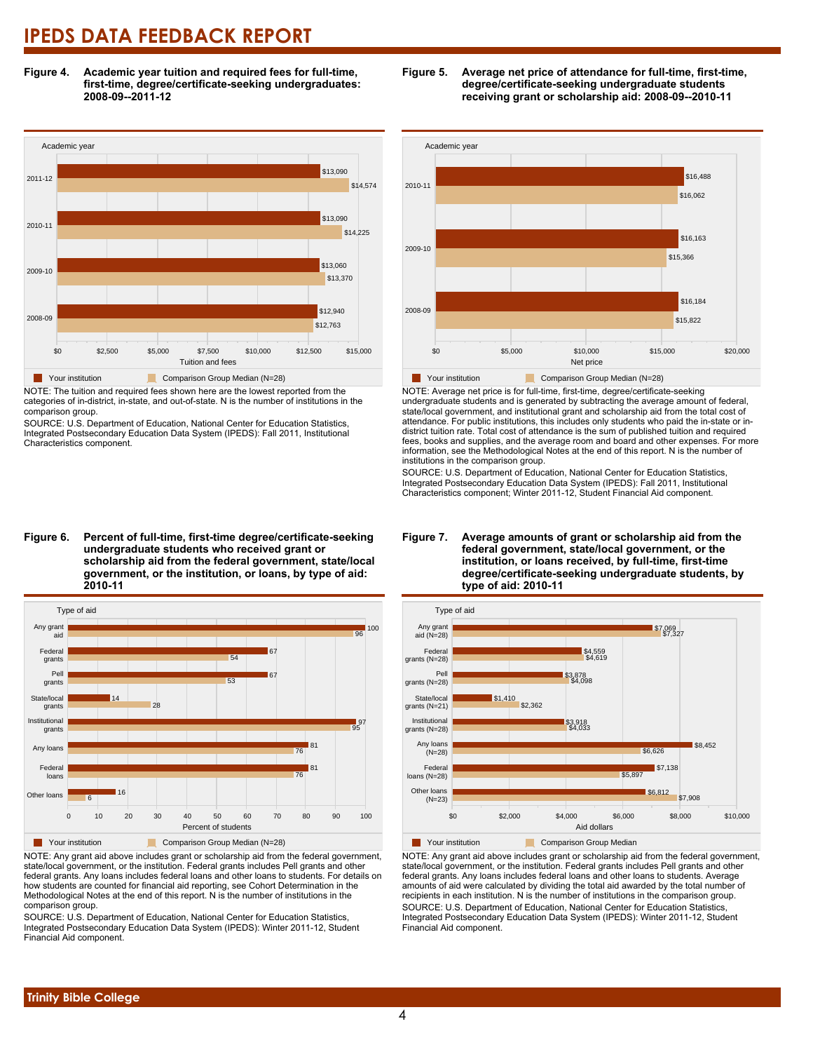# IPEDS DATA FEEDBACK REPORT

**Figure 4. Academic year tuition and required fees for full-time, first-time, degree/certificate-seeking undergraduates: 2008-09--2011-12**

| Academic year | Your institution | Comparison Group Median (N=28) |
|---|---|---|
| 2011-12 | $13,090 | $14,574 |
| 2010-11 | $13,090 | $14,225 |
| 2009-10 | $13,060 | $13,370 |
| 2008-09 | $12,940 | $12,763 |

NOTE: The tuition and required fees shown here are the lowest reported from the categories of in-district, in-state, and out-of-state. N is the number of institutions in the comparison group.

SOURCE: U.S. Department of Education, National Center for Education Statistics, Integrated Postsecondary Education Data System (IPEDS): Fall 2011, Institutional Characteristics component.

**Figure 5. Average net price of attendance for full-time, first-time, degree/certificate-seeking undergraduate students receiving grant or scholarship aid: 2008-09--2010-11**

| Academic year | Your institution | Comparison Group Median (N=28) |
|---|---|---|
| 2010-11 | $16,488 | $16,062 |
| 2009-10 | $16,163 | $15,366 |
| 2008-09 | $16,184 | $15,822 |

NOTE: Average net price is for full-time, first-time, degree/certificate-seeking undergraduate students and is generated by subtracting the average amount of federal, state/local government, and institutional grant and scholarship aid from the total cost of attendance. For public institutions, this includes only students who paid the in-state or in-district tuition rate. Total cost of attendance is the sum of published tuition and required fees, books and supplies, and the average room and board and other expenses. For more information, see the Methodological Notes at the end of this report. N is the number of institutions in the comparison group.

SOURCE: U.S. Department of Education, National Center for Education Statistics, Integrated Postsecondary Education Data System (IPEDS): Fall 2011, Institutional Characteristics component; Winter 2011-12, Student Financial Aid component.

**Figure 6. Percent of full-time, first-time degree/certificate-seeking undergraduate students who received grant or scholarship aid from the federal government, state/local government, or the institution, or loans, by type of aid: 2010-11**

| Type of aid | Your institution | Comparison Group Median (N=28) |
|---|---|---|
| Any grant aid | 100 | 96 |
| Federal grants | 67 | 54 |
| Pell grants | 67 | 53 |
| State/local grants | 14 | 28 |
| Institutional grants | 97 | 95 |
| Any loans | 81 | 76 |
| Federal loans | 81 | 76 |
| Other loans | 16 | 6 |

NOTE: Any grant aid above includes grant or scholarship aid from the federal government, state/local government, or the institution. Federal grants includes Pell grants and other federal grants. Any loans includes federal loans and other loans to students. For details on how students are counted for financial aid reporting, see Cohort Determination in the Methodological Notes at the end of this report. N is the number of institutions in the comparison group.

SOURCE: U.S. Department of Education, National Center for Education Statistics, Integrated Postsecondary Education Data System (IPEDS): Winter 2011-12, Student Financial Aid component.

**Figure 7. Average amounts of grant or scholarship aid from the federal government, state/local government, or the institution, or loans received, by full-time, first-time degree/certificate-seeking undergraduate students, by type of aid: 2010-11**

| Type of aid | Your institution | Comparison Group Median |
|---|---|---|
| Any grant aid (N=28) | $7,069 | $7,327 |
| Federal grants (N=28) | $4,559 | $4,619 |
| Pell grants (N=28) | $3,878 | $4,098 |
| State/local grants (N=21) | $1,410 | $2,362 |
| Institutional grants (N=28) | $3,918 | $4,033 |
| Any loans (N=28) | $8,452 | $6,626 |
| Federal loans (N=28) | $7,138 | $5,897 |
| Other loans (N=23) | $6,812 | $7,908 |

NOTE: Any grant aid above includes grant or scholarship aid from the federal government, state/local government, or the institution. Federal grants includes Pell grants and other federal grants. Any loans includes federal loans and other loans to students. Average amounts of aid were calculated by dividing the total aid awarded by the total number of recipients in each institution. N is the number of institutions in the comparison group.

SOURCE: U.S. Department of Education, National Center for Education Statistics, Integrated Postsecondary Education Data System (IPEDS): Winter 2011-12, Student Financial Aid component.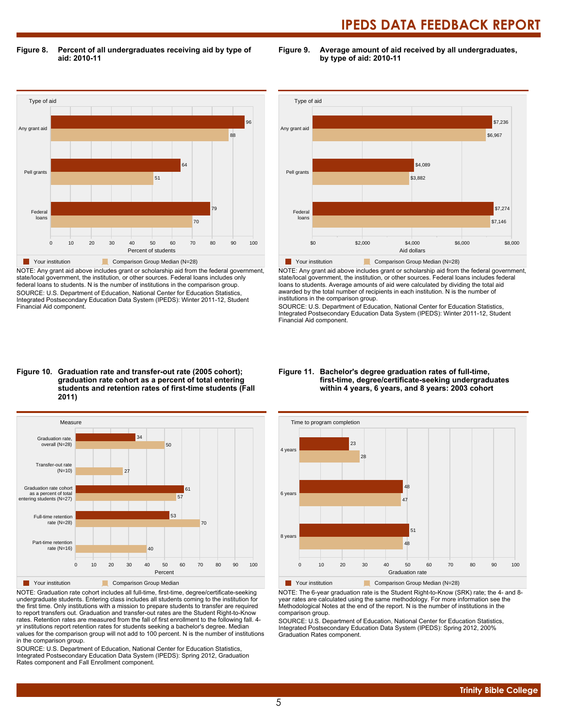**Figure 8. Percent of all undergraduates receiving aid by type of aid: 2010-11**

| Type of aid | Your institution | Comparison Group Median (N=28) |
|---|---|---|
| Any grant aid | 96 | 88 |
| Pell grants | 64 | 51 |
| Federal loans | 79 | 70 |

NOTE: Any grant aid above includes grant or scholarship aid from the federal government, state/local government, the institution, or other sources. Federal loans includes only federal loans to students. N is the number of institutions in the comparison group.
SOURCE: U.S. Department of Education, National Center for Education Statistics, Integrated Postsecondary Education Data System (IPEDS): Winter 2011-12, Student Financial Aid component.

**Figure 9. Average amount of aid received by all undergraduates, by type of aid: 2010-11**

| Type of aid | Your institution | Comparison Group Median (N=28) |
|---|---|---|
| Any grant aid | $7,236 | $6,967 |
| Pell grants | $4,089 | $3,882 |
| Federal loans | $7,274 | $7,146 |

NOTE: Any grant aid above includes grant or scholarship aid from the federal government, state/local government, the institution, or other sources. Federal loans includes federal loans to students. Average amounts of aid were calculated by dividing the total aid awarded by the total number of recipients in each institution. N is the number of institutions in the comparison group.
SOURCE: U.S. Department of Education, National Center for Education Statistics, Integrated Postsecondary Education Data System (IPEDS): Winter 2011-12, Student Financial Aid component.

**Figure 10. Graduation rate and transfer-out rate (2005 cohort); graduation rate cohort as a percent of total entering students and retention rates of first-time students (Fall 2011)**

| Measure | Your institution | Comparison Group Median |
|---|---|---|
| Graduation rate, overall (N=28) | 34 | 50 |
| Transfer-out rate (N=10) | | 27 |
| Graduation rate cohort as a percent of total entering students (N=27) | 61 | 57 |
| Full-time retention rate (N=28) | 53 | 70 |
| Part-time retention rate (N=16) | | 40 |

NOTE: Graduation rate cohort includes all full-time, first-time, degree/certificate-seeking undergraduate students. Entering class includes all students coming to the institution for the first time. Only institutions with a mission to prepare students to transfer are required to report transfers out. Graduation and transfer-out rates are the Student Right-to-Know rates. Retention rates are measured from the fall of first enrollment to the following fall. 4-yr institutions report retention rates for students seeking a bachelor's degree. Median values for the comparison group will not add to 100 percent. N is the number of institutions in the comparison group.
SOURCE: U.S. Department of Education, National Center for Education Statistics, Integrated Postsecondary Education Data System (IPEDS): Spring 2012, Graduation Rates component and Fall Enrollment component.

**Figure 11. Bachelor's degree graduation rates of full-time, first-time, degree/certificate-seeking undergraduates within 4 years, 6 years, and 8 years: 2003 cohort**

| Time to program completion | Your institution | Comparison Group Median (N=28) |
|---|---|---|
| 4 years | 23 | 28 |
| 6 years | 48 | 47 |
| 8 years | 51 | 48 |

NOTE: The 6-year graduation rate is the Student Right-to-Know (SRK) rate; the 4- and 8-year rates are calculated using the same methodology. For more information see the Methodological Notes at the end of the report. N is the number of institutions in the comparison group.
SOURCE: U.S. Department of Education, National Center for Education Statistics, Integrated Postsecondary Education Data System (IPEDS): Spring 2012, 200% Graduation Rates component.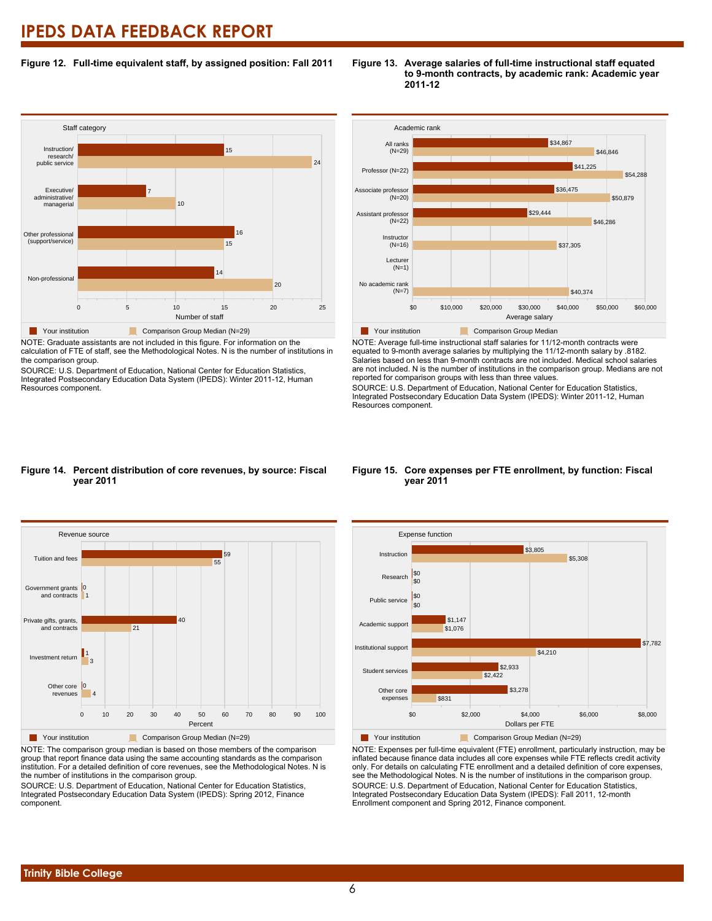# IPEDS DATA FEEDBACK REPORT

**Figure 12. Full-time equivalent staff, by assigned position: Fall 2011**

| Staff category | Your institution | Comparison Group Median (N=29) |
|---|---|---|
| Instruction/research/public service | 15 | 24 |
| Executive/administrative/managerial | 7 | 10 |
| Other professional (support/service) | 16 | 15 |
| Non-professional | 14 | 20 |

NOTE: Graduate assistants are not included in this figure. For information on the calculation of FTE of staff, see the Methodological Notes. N is the number of institutions in the comparison group.

SOURCE: U.S. Department of Education, National Center for Education Statistics, Integrated Postsecondary Education Data System (IPEDS): Winter 2011-12, Human Resources component.

**Figure 13. Average salaries of full-time instructional staff equated to 9-month contracts, by academic rank: Academic year 2011-12**

| Academic rank | Your institution | Comparison Group Median |
|---|---|---|
| All ranks (N=29) | $34,867 | $46,846 |
| Professor (N=22) | $41,225 | $54,288 |
| Associate professor (N=20) | $36,475 | $50,879 |
| Assistant professor (N=22) | $29,444 | $46,286 |
| Instructor (N=16) | | $37,305 |
| Lecturer (N=1) | | |
| No academic rank (N=7) | | $40,374 |

NOTE: Average full-time instructional staff salaries for 11/12-month contracts were equated to 9-month average salaries by multiplying the 11/12-month salary by .8182. Salaries based on less than 9-month contracts are not included. Medical school salaries are not included. N is the number of institutions in the comparison group. Medians are not reported for comparison groups with less than three values.

SOURCE: U.S. Department of Education, National Center for Education Statistics, Integrated Postsecondary Education Data System (IPEDS): Winter 2011-12, Human Resources component.

**Figure 14. Percent distribution of core revenues, by source: Fiscal year 2011**

| Revenue source | Your institution | Comparison Group Median (N=29) |
|---|---|---|
| Tuition and fees | 59 | 55 |
| Government grants and contracts | 0 | 1 |
| Private gifts, grants, and contracts | 40 | 21 |
| Investment return | 1 | 3 |
| Other core revenues | 0 | 4 |

NOTE: The comparison group median is based on those members of the comparison group that report finance data using the same accounting standards as the comparison institution. For a detailed definition of core revenues, see the Methodological Notes. N is the number of institutions in the comparison group.

SOURCE: U.S. Department of Education, National Center for Education Statistics, Integrated Postsecondary Education Data System (IPEDS): Spring 2012, Finance component.

**Figure 15. Core expenses per FTE enrollment, by function: Fiscal year 2011**

| Expense function | Your institution | Comparison Group Median (N=29) |
|---|---|---|
| Instruction | $3,805 | $5,308 |
| Research | $0 | $0 |
| Public service | $0 | $0 |
| Academic support | $1,147 | $1,076 |
| Institutional support | $7,782 | $4,210 |
| Student services | $2,933 | $2,422 |
| Other core expenses | $3,278 | $831 |

NOTE: Expenses per full-time equivalent (FTE) enrollment, particularly instruction, may be inflated because finance data includes all core expenses while FTE reflects credit activity only. For details on calculating FTE enrollment and a detailed definition of core expenses, see the Methodological Notes. N is the number of institutions in the comparison group.

SOURCE: U.S. Department of Education, National Center for Education Statistics, Integrated Postsecondary Education Data System (IPEDS): Fall 2011, 12-month Enrollment component and Spring 2012, Finance component.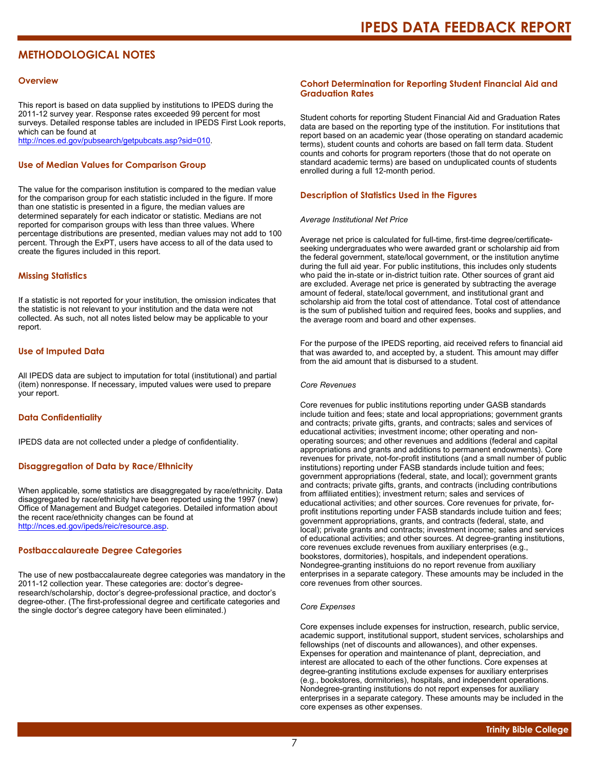## METHODOLOGICAL NOTES

### Overview

This report is based on data supplied by institutions to IPEDS during the 2011-12 survey year. Response rates exceeded 99 percent for most surveys. Detailed response tables are included in IPEDS First Look reports, which can be found at http://nces.ed.gov/pubsearch/getpubcats.asp?sid=010.

### Use of Median Values for Comparison Group

The value for the comparison institution is compared to the median value for the comparison group for each statistic included in the figure. If more than one statistic is presented in a figure, the median values are determined separately for each indicator or statistic. Medians are not reported for comparison groups with less than three values. Where percentage distributions are presented, median values may not add to 100 percent. Through the ExPT, users have access to all of the data used to create the figures included in this report.

### Missing Statistics

If a statistic is not reported for your institution, the omission indicates that the statistic is not relevant to your institution and the data were not collected. As such, not all notes listed below may be applicable to your report.

### Use of Imputed Data

All IPEDS data are subject to imputation for total (institutional) and partial (item) nonresponse. If necessary, imputed values were used to prepare your report.

### Data Confidentiality

IPEDS data are not collected under a pledge of confidentiality.

### Disaggregation of Data by Race/Ethnicity

When applicable, some statistics are disaggregated by race/ethnicity. Data disaggregated by race/ethnicity have been reported using the 1997 (new) Office of Management and Budget categories. Detailed information about the recent race/ethnicity changes can be found at http://nces.ed.gov/ipeds/reic/resource.asp.

### Postbaccalaureate Degree Categories

The use of new postbaccalaureate degree categories was mandatory in the 2011-12 collection year. These categories are: doctor's degree-research/scholarship, doctor's degree-professional practice, and doctor's degree-other. (The first-professional degree and certificate categories and the single doctor's degree category have been eliminated.)

### Cohort Determination for Reporting Student Financial Aid and Graduation Rates

Student cohorts for reporting Student Financial Aid and Graduation Rates data are based on the reporting type of the institution. For institutions that report based on an academic year (those operating on standard academic terms), student counts and cohorts are based on fall term data. Student counts and cohorts for program reporters (those that do not operate on standard academic terms) are based on unduplicated counts of students enrolled during a full 12-month period.

### Description of Statistics Used in the Figures

*Average Institutional Net Price*

Average net price is calculated for full-time, first-time degree/certificate-seeking undergraduates who were awarded grant or scholarship aid from the federal government, state/local government, or the institution anytime during the full aid year. For public institutions, this includes only students who paid the in-state or in-district tuition rate. Other sources of grant aid are excluded. Average net price is generated by subtracting the average amount of federal, state/local government, and institutional grant and scholarship aid from the total cost of attendance. Total cost of attendance is the sum of published tuition and required fees, books and supplies, and the average room and board and other expenses.

For the purpose of the IPEDS reporting, aid received refers to financial aid that was awarded to, and accepted by, a student. This amount may differ from the aid amount that is disbursed to a student.

*Core Revenues*

Core revenues for public institutions reporting under GASB standards include tuition and fees; state and local appropriations; government grants and contracts; private gifts, grants, and contracts; sales and services of educational activities; investment income; other operating and non-operating sources; and other revenues and additions (federal and capital appropriations and grants and additions to permanent endowments). Core revenues for private, not-for-profit institutions (and a small number of public institutions) reporting under FASB standards include tuition and fees; government appropriations (federal, state, and local); government grants and contracts; private gifts, grants, and contracts (including contributions from affiliated entities); investment return; sales and services of educational activities; and other sources. Core revenues for private, for-profit institutions reporting under FASB standards include tuition and fees; government appropriations, grants, and contracts (federal, state, and local); private grants and contracts; investment income; sales and services of educational activities; and other sources. At degree-granting institutions, core revenues exclude revenues from auxiliary enterprises (e.g., bookstores, dormitories), hospitals, and independent operations. Nondegree-granting instituions do not report revenue from auxiliary enterprises in a separate category. These amounts may be included in the core revenues from other sources.

*Core Expenses*

Core expenses include expenses for instruction, research, public service, academic support, institutional support, student services, scholarships and fellowships (net of discounts and allowances), and other expenses. Expenses for operation and maintenance of plant, depreciation, and interest are allocated to each of the other functions. Core expenses at degree-granting institutions exclude expenses for auxiliary enterprises (e.g., bookstores, dormitories), hospitals, and independent operations. Nondegree-granting institutions do not report expenses for auxiliary enterprises in a separate category. These amounts may be included in the core expenses as other expenses.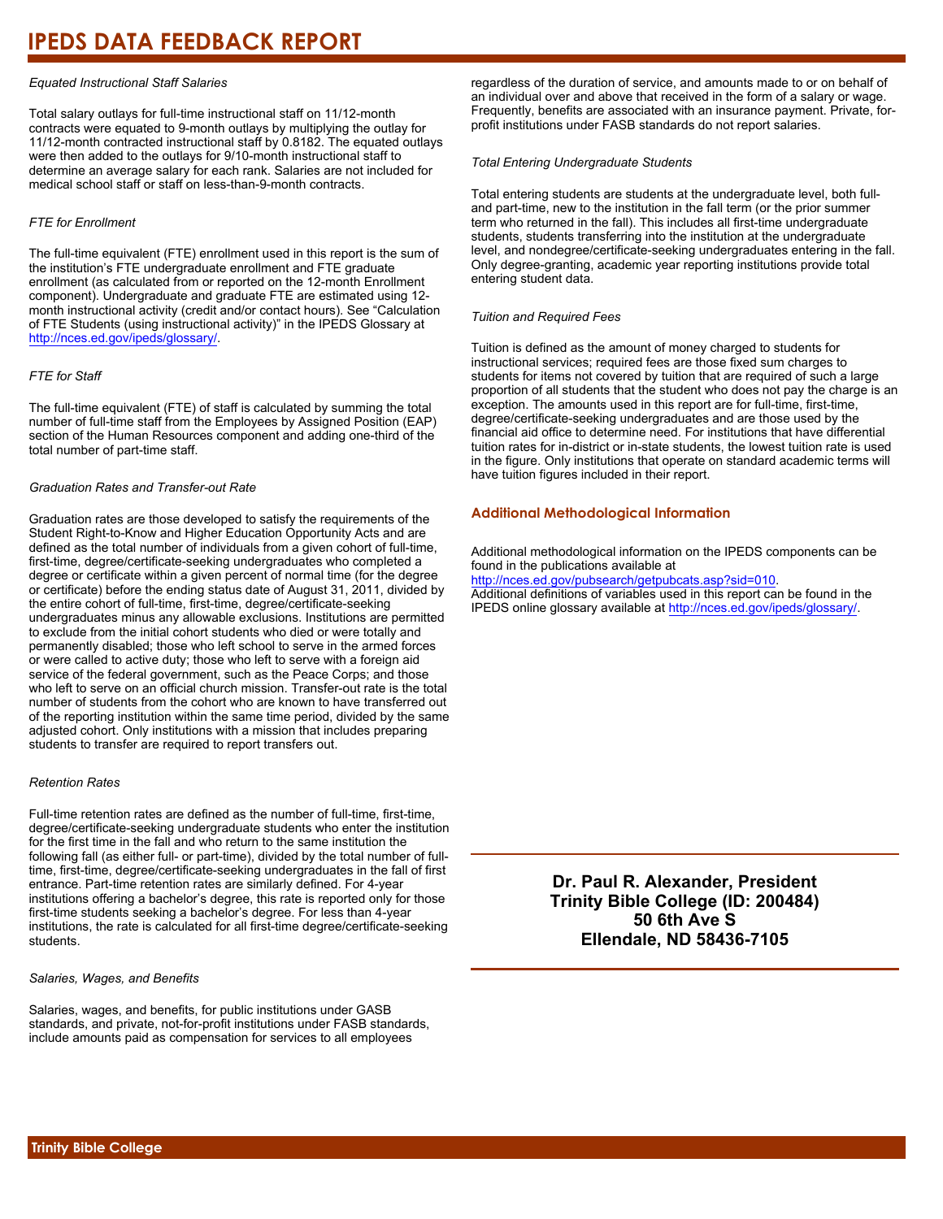*Equated Instructional Staff Salaries*

Total salary outlays for full-time instructional staff on 11/12-month contracts were equated to 9-month outlays by multiplying the outlay for 11/12-month contracted instructional staff by 0.8182. The equated outlays were then added to the outlays for 9/10-month instructional staff to determine an average salary for each rank. Salaries are not included for medical school staff or staff on less-than-9-month contracts.

*FTE for Enrollment*

The full-time equivalent (FTE) enrollment used in this report is the sum of the institution's FTE undergraduate enrollment and FTE graduate enrollment (as calculated from or reported on the 12-month Enrollment component). Undergraduate and graduate FTE are estimated using 12-month instructional activity (credit and/or contact hours). See "Calculation of FTE Students (using instructional activity)" in the IPEDS Glossary at http://nces.ed.gov/ipeds/glossary/.

*FTE for Staff*

The full-time equivalent (FTE) of staff is calculated by summing the total number of full-time staff from the Employees by Assigned Position (EAP) section of the Human Resources component and adding one-third of the total number of part-time staff.

*Graduation Rates and Transfer-out Rate*

Graduation rates are those developed to satisfy the requirements of the Student Right-to-Know and Higher Education Opportunity Acts and are defined as the total number of individuals from a given cohort of full-time, first-time, degree/certificate-seeking undergraduates who completed a degree or certificate within a given percent of normal time (for the degree or certificate) before the ending status date of August 31, 2011, divided by the entire cohort of full-time, first-time, degree/certificate-seeking undergraduates minus any allowable exclusions. Institutions are permitted to exclude from the initial cohort students who died or were totally and permanently disabled; those who left school to serve in the armed forces or were called to active duty; those who left to serve with a foreign aid service of the federal government, such as the Peace Corps; and those who left to serve on an official church mission. Transfer-out rate is the total number of students from the cohort who are known to have transferred out of the reporting institution within the same time period, divided by the same adjusted cohort. Only institutions with a mission that includes preparing students to transfer are required to report transfers out.

*Retention Rates*

Full-time retention rates are defined as the number of full-time, first-time, degree/certificate-seeking undergraduate students who enter the institution for the first time in the fall and who return to the same institution the following fall (as either full- or part-time), divided by the total number of full-time, first-time, degree/certificate-seeking undergraduates in the fall of first entrance. Part-time retention rates are similarly defined. For 4-year institutions offering a bachelor's degree, this rate is reported only for those first-time students seeking a bachelor's degree. For less than 4-year institutions, the rate is calculated for all first-time degree/certificate-seeking students.

*Salaries, Wages, and Benefits*

Salaries, wages, and benefits, for public institutions under GASB standards, and private, not-for-profit institutions under FASB standards, include amounts paid as compensation for services to all employees regardless of the duration of service, and amounts made to or on behalf of an individual over and above that received in the form of a salary or wage. Frequently, benefits are associated with an insurance payment. Private, for-profit institutions under FASB standards do not report salaries.

*Total Entering Undergraduate Students*

Total entering students are students at the undergraduate level, both full- and part-time, new to the institution in the fall term (or the prior summer term who returned in the fall). This includes all first-time undergraduate students, students transferring into the institution at the undergraduate level, and nondegree/certificate-seeking undergraduates entering in the fall. Only degree-granting, academic year reporting institutions provide total entering student data.

*Tuition and Required Fees*

Tuition is defined as the amount of money charged to students for instructional services; required fees are those fixed sum charges to students for items not covered by tuition that are required of such a large proportion of all students that the student who does not pay the charge is an exception. The amounts used in this report are for full-time, first-time, degree/certificate-seeking undergraduates and are those used by the financial aid office to determine need. For institutions that have differential tuition rates for in-district or in-state students, the lowest tuition rate is used in the figure. Only institutions that operate on standard academic terms will have tuition figures included in their report.

## Additional Methodological Information

Additional methodological information on the IPEDS components can be found in the publications available at http://nces.ed.gov/pubsearch/getpubcats.asp?sid=010.
Additional definitions of variables used in this report can be found in the IPEDS online glossary available at http://nces.ed.gov/ipeds/glossary/.

**Dr. Paul R. Alexander, President**
**Trinity Bible College (ID: 200484)**
**50 6th Ave S**
**Ellendale, ND 58436-7105**